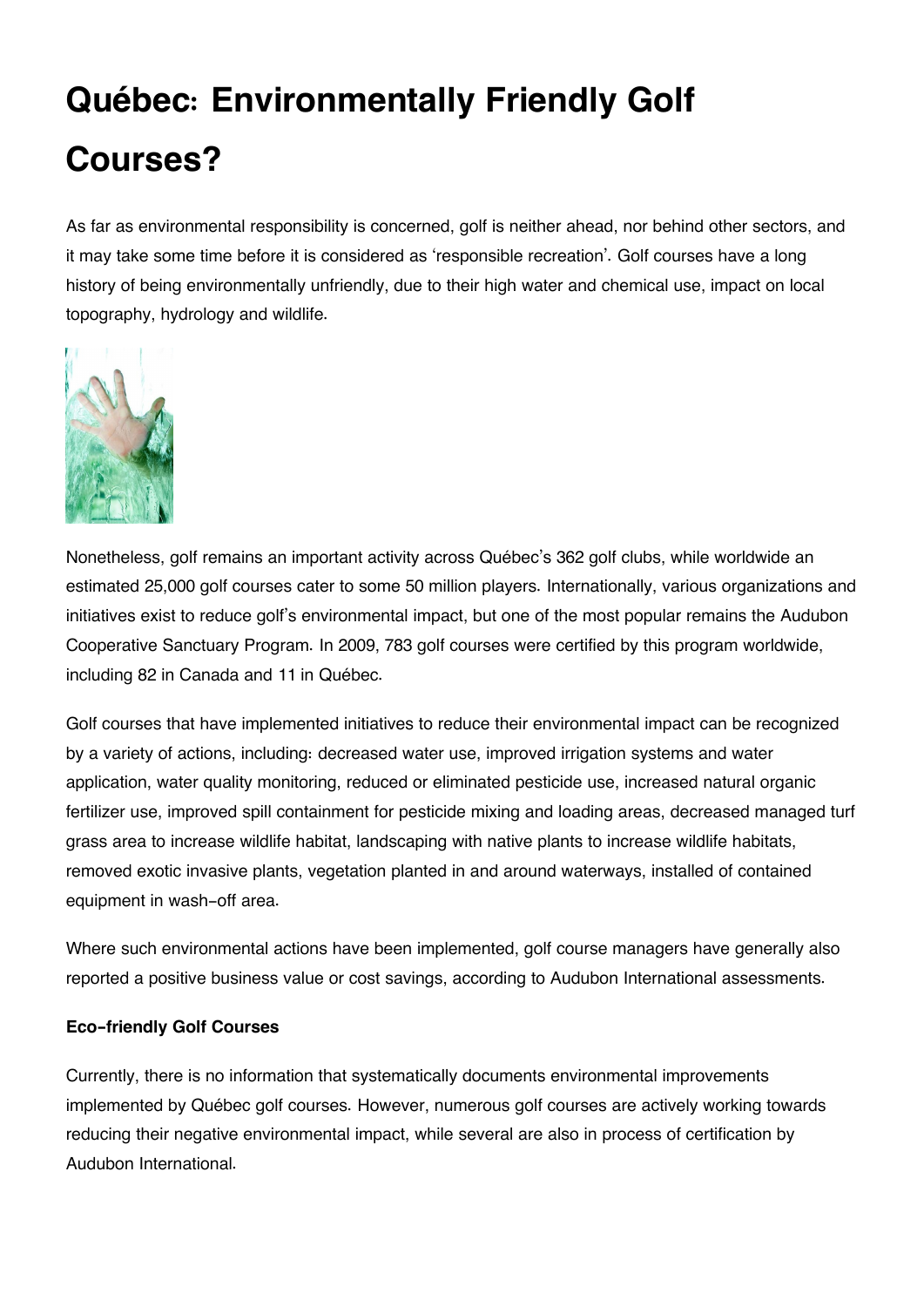# Québec: Environmentally Friendly Golf Courses?

As far as environmental responsibility is concerned, golf is neither ahead, nor behind other sectors, and it may take some time before it is considered as 'responsible recreation'. Golf courses have a long history of being environmentally unfriendly, due to their high water and chemical use, impact on local topography, hydrology and wildlife.

Nonetheless, golf remains an important activity across Québec's 362 golf clubs, while worldwide an estimated 25,000 golf courses cater to some 50 million players. Internationally, various organizations and initiatives exist to reduce golf's environmental impact, but one of the most popular remains the Audubon Cooperative Sanctuary Program. In 2009, 783 golf courses were certified by this program worldwide, including 82 in Canada and 11 in Québec.

Golf courses that have implemented initiatives to reduce their environmental impact can be recognized by a variety of actions, including: decreased water use, improved irrigation systems and water application, water quality monitoring, reduced or eliminated pesticide use, increased natural organic fertilizer use, improved spill containment for pesticide mixing and loading areas, decreased managed turf grass area to increase wildlife habitat, landscaping with native plants to increase wildlife habitats, removed exotic invasive plants, vegetation planted in and around waterways, installed of contained equipment in wash-off area.

Where such environmental actions have been implemented, golf course managers have generally also reported a positive business value or cost savings, according to Audubon International assessments.

**Eco-friendly Golf Courses**

Currently, there is no information that systematically documents environmental improvements implemented by Québec golf courses. However, numerous golf courses are actively working towards reducing their negative environmental impact, while several are also in process of certification by Audubon International.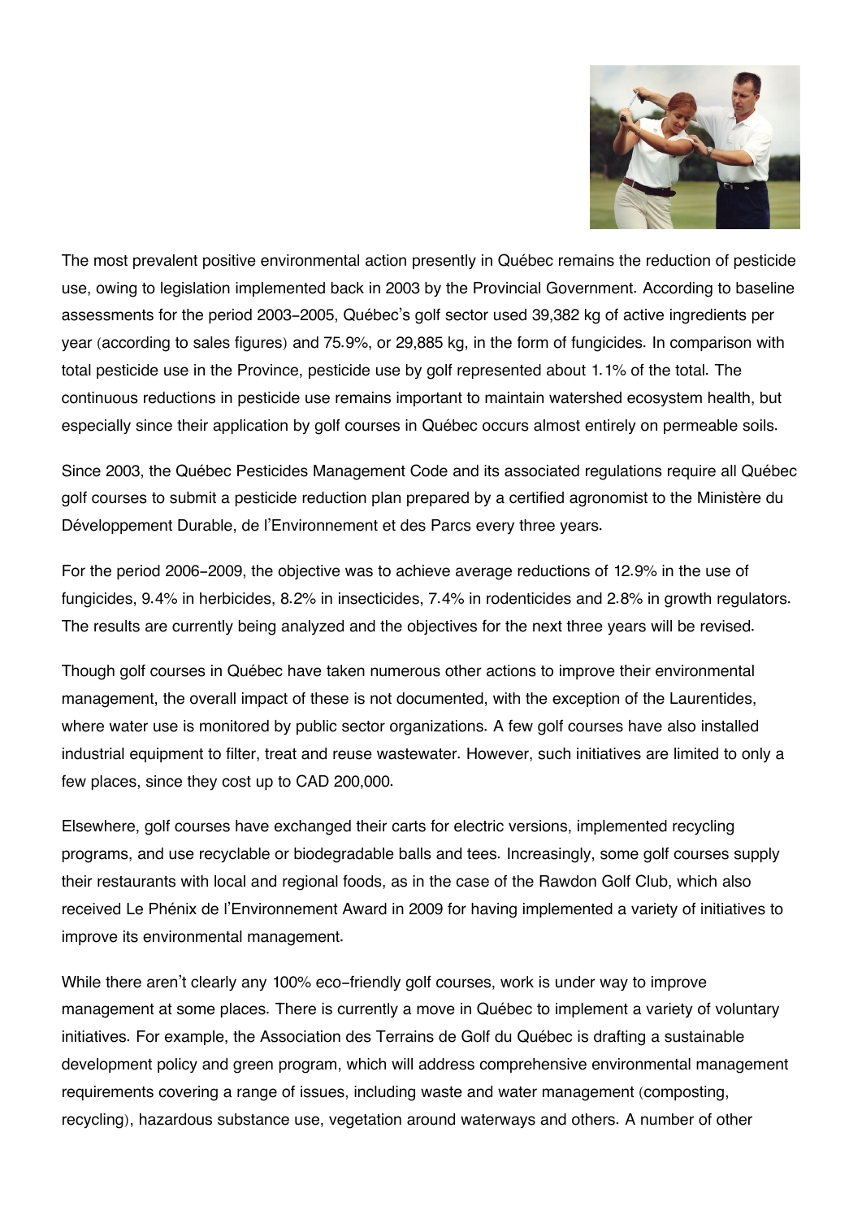The most prevalent positive environmental action presently in Québec remains the reduction of pesticide use, owing to legislation implemented back in 2003 by the Provincial Government. According to baseline assessments for the period 2003-2005, Québec's golf sector used 39,382 kg of active ingredients per year (according to sales figures) and 75.9%, or 29,885 kg, in the form of fungicides. In comparison with total pesticide use in the Province, pesticide use by golf represented about 1.1% of the total. The continuous reductions in pesticide use remains important to maintain watershed ecosystem health, but especially since their application by golf courses in Québec occurs almost entirely on permeable soils.

Since 2003, the Québec Pesticides Management Code and its associated regulations require all Québec golf courses to submit a pesticide reduction plan prepared by a certified agronomist to the Ministère du Développement Durable, de l'Environnement et des Parcs every three years.

For the period 2006-2009, the objective was to achieve average reductions of 12.9% in the use of fungicides, 9.4% in herbicides, 8.2% in insecticides, 7.4% in rodenticides and 2.8% in growth regulators. The results are currently being analyzed and the objectives for the next three years will be revised.

Though golf courses in Québec have taken numerous other actions to improve their environmental management, the overall impact of these is not documented, with the exception of the Laurentides, where water use is monitored by public sector organizations. A few golf courses have also installed industrial equipment to filter, treat and reuse wastewater. However, such initiatives are limited to only a few places, since they cost up to CAD 200,000.

Elsewhere, golf courses have exchanged their carts for electric versions, implemented recycling programs, and use recyclable or biodegradable balls and tees. Increasingly, some golf courses supply their restaurants with local and regional foods, as in the case of the Rawdon Golf Club, which also received Le Phénix de l'Environnement Award in 2009 for having implemented a variety of initiatives to improve its environmental management.

While there aren't clearly any 100% eco-friendly golf courses, work is under way to improve management at some places. There is currently a move in Québec to implement a variety of voluntary initiatives. For example, the Association des Terrains de Golf du Québec is drafting a sustainable development policy and green program, which will address comprehensive environmental management requirements covering a range of issues, including waste and water management (composting, recycling), hazardous substance use, vegetation around waterways and others. A number of other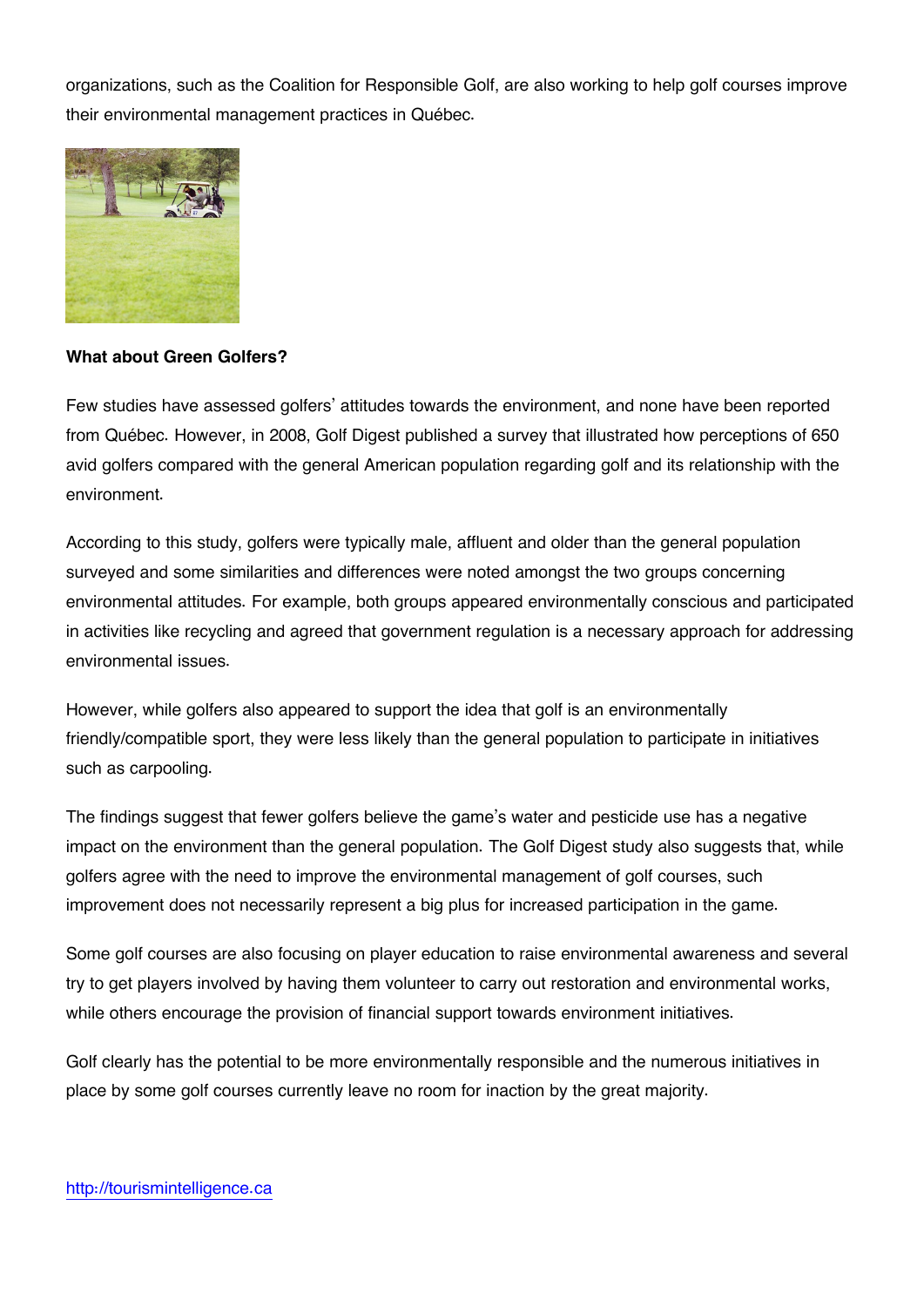organizations, such as the Coalition for Responsible Golf, are also working to help golf courses improve their environmental management practices in Québec.

**What about Green Golfers?**

Few studies have assessed golfers' attitudes towards the environment, and none have been reported from Québec. However, in 2008, Golf Digest published a survey that illustrated how perceptions of 650 avid golfers compared with the general American population regarding golf and its relationship with the environment.

According to this study, golfers were typically male, affluent and older than the general population surveyed and some similarities and differences were noted amongst the two groups concerning environmental attitudes. For example, both groups appeared environmentally conscious and participated in activities like recycling and agreed that government regulation is a necessary approach for addressing environmental issues.

However, while golfers also appeared to support the idea that golf is an environmentally friendly/compatible sport, they were less likely than the general population to participate in initiatives such as carpooling.

The findings suggest that fewer golfers believe the game's water and pesticide use has a negative impact on the environment than the general population. The Golf Digest study also suggests that, while golfers agree with the need to improve the environmental management of golf courses, such improvement does not necessarily represent a big plus for increased participation in the game.

Some golf courses are also focusing on player education to raise environmental awareness and several try to get players involved by having them volunteer to carry out restoration and environmental works, while others encourage the provision of financial support towards environment initiatives.

Golf clearly has the potential to be more environmentally responsible and the numerous initiatives in place by some golf courses currently leave no room for inaction by the great majority.

http://tourismintelligence.ca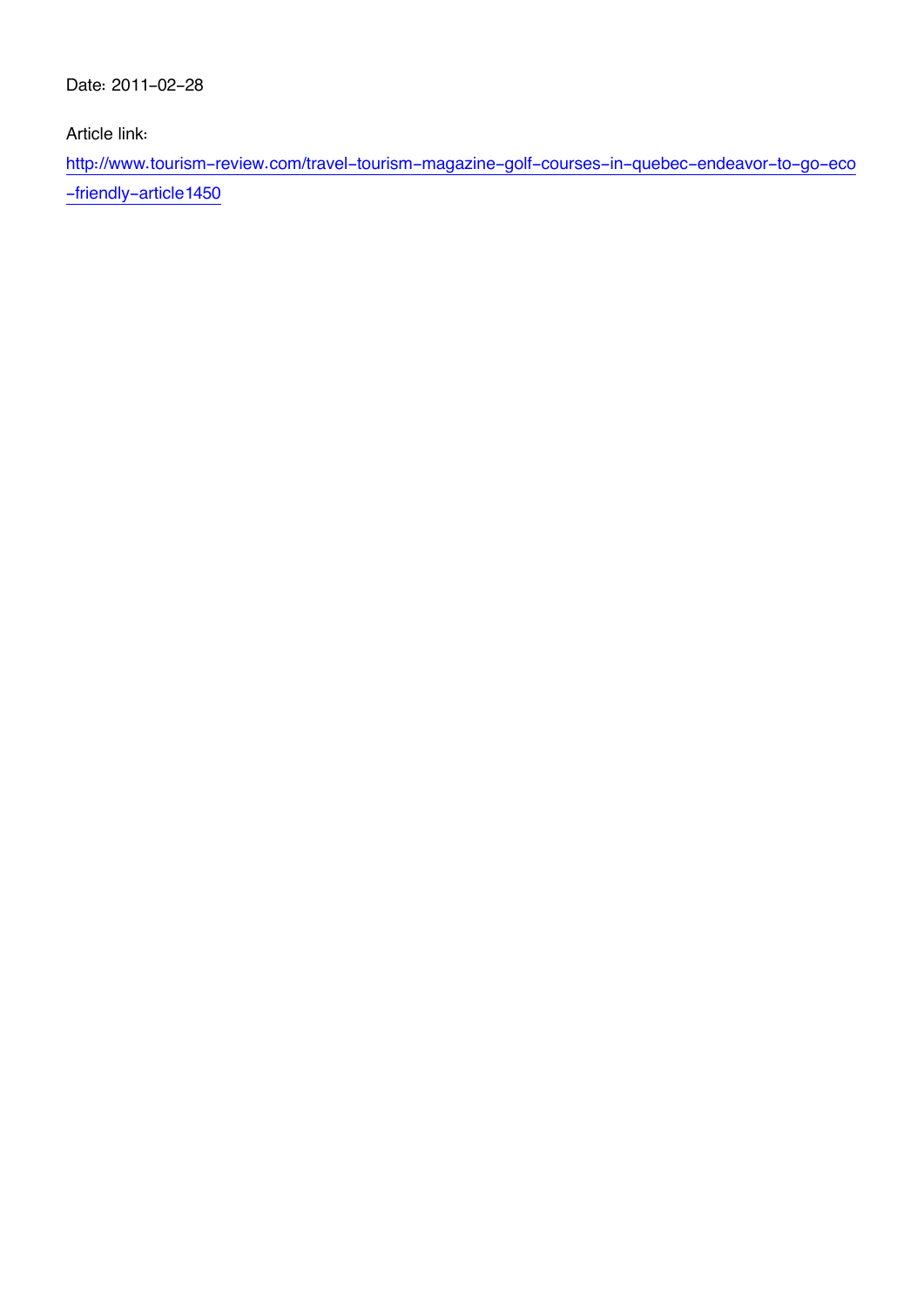Date: 2011-02-28

Article link:

[http://www.tourism-review.com/travel-tourism-magazine-golf-courses-in-quebec-endeavor-to-go-eco-friendly-article1450](http://www.tourism-review.com/travel-tourism-magazine-golf-courses-in-quebec-endeavor-to-go-eco-friendly-article1450)